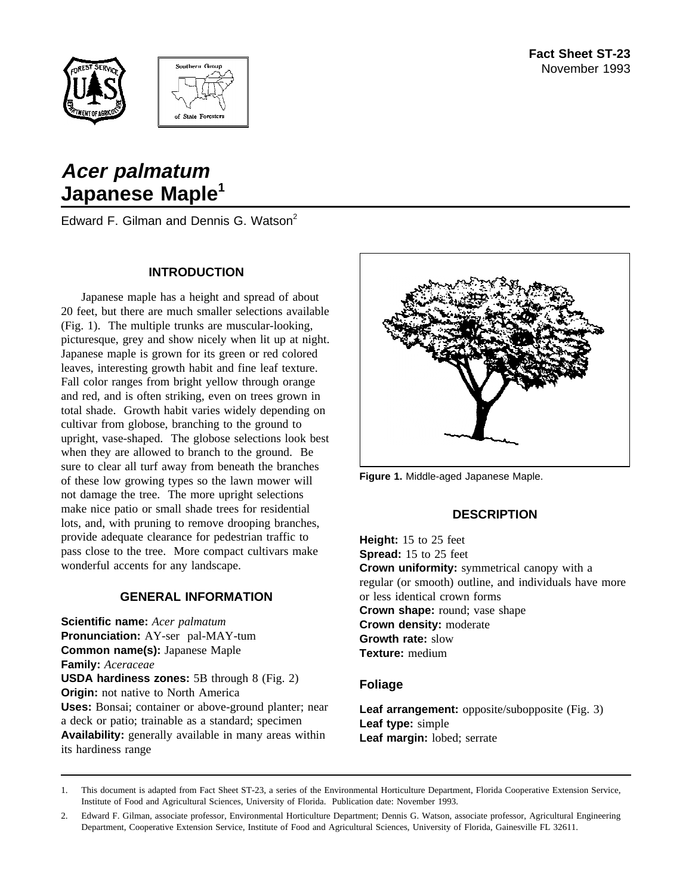**Fact Sheet ST-23**
November 1993

# *Acer palmatum*
# Japanese Maple[1]

Edward F. Gilman and Dennis G. Watson[2]

## INTRODUCTION

Japanese maple has a height and spread of about 20 feet, but there are much smaller selections available (Fig. 1). The multiple trunks are muscular-looking, picturesque, grey and show nicely when lit up at night. Japanese maple is grown for its green or red colored leaves, interesting growth habit and fine leaf texture. Fall color ranges from bright yellow through orange and red, and is often striking, even on trees grown in total shade. Growth habit varies widely depending on cultivar from globose, branching to the ground to upright, vase-shaped. The globose selections look best when they are allowed to branch to the ground. Be sure to clear all turf away from beneath the branches of these low growing types so the lawn mower will not damage the tree. The more upright selections make nice patio or small shade trees for residential lots, and, with pruning to remove drooping branches, provide adequate clearance for pedestrian traffic to pass close to the tree. More compact cultivars make wonderful accents for any landscape.

## GENERAL INFORMATION

**Scientific name:** *Acer palmatum*
**Pronunciation:** AY-ser pal-MAY-tum
**Common name(s):** Japanese Maple
**Family:** *Aceraceae*
**USDA hardiness zones:** 5B through 8 (Fig. 2)
**Origin:** not native to North America
**Uses:** Bonsai; container or above-ground planter; near a deck or patio; trainable as a standard; specimen
**Availability:** generally available in many areas within its hardiness range

**Figure 1.** Middle-aged Japanese Maple.

## DESCRIPTION

**Height:** 15 to 25 feet
**Spread:** 15 to 25 feet
**Crown uniformity:** symmetrical canopy with a regular (or smooth) outline, and individuals have more or less identical crown forms
**Crown shape:** round; vase shape
**Crown density:** moderate
**Growth rate:** slow
**Texture:** medium

### Foliage

**Leaf arrangement:** opposite/subopposite (Fig. 3)
**Leaf type:** simple
**Leaf margin:** lobed; serrate

---

1. This document is adapted from Fact Sheet ST-23, a series of the Environmental Horticulture Department, Florida Cooperative Extension Service, Institute of Food and Agricultural Sciences, University of Florida. Publication date: November 1993.

2. Edward F. Gilman, associate professor, Environmental Horticulture Department; Dennis G. Watson, associate professor, Agricultural Engineering Department, Cooperative Extension Service, Institute of Food and Agricultural Sciences, University of Florida, Gainesville FL 32611.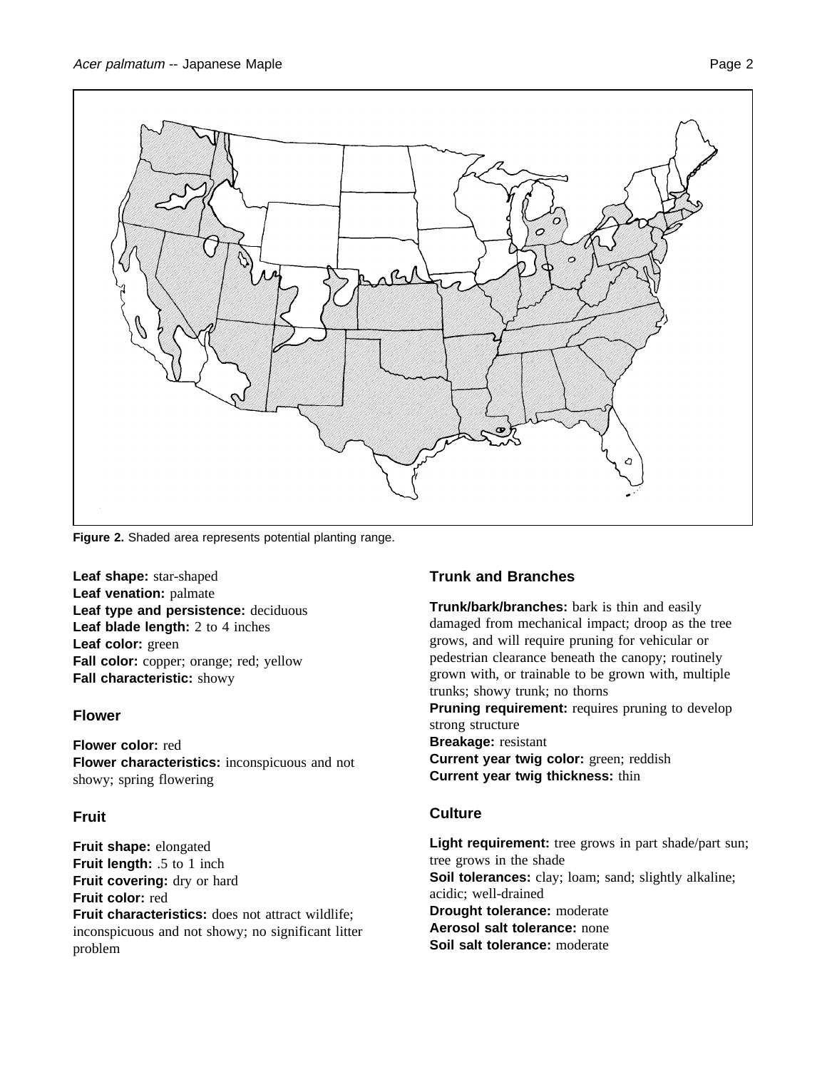**Figure 2.** Shaded area represents potential planting range.

**Leaf shape:** star-shaped
**Leaf venation:** palmate
**Leaf type and persistence:** deciduous
**Leaf blade length:** 2 to 4 inches
**Leaf color:** green
**Fall color:** copper; orange; red; yellow
**Fall characteristic:** showy

## Flower

**Flower color:** red
**Flower characteristics:** inconspicuous and not showy; spring flowering

## Fruit

**Fruit shape:** elongated
**Fruit length:** .5 to 1 inch
**Fruit covering:** dry or hard
**Fruit color:** red
**Fruit characteristics:** does not attract wildlife; inconspicuous and not showy; no significant litter problem

## Trunk and Branches

**Trunk/bark/branches:** bark is thin and easily damaged from mechanical impact; droop as the tree grows, and will require pruning for vehicular or pedestrian clearance beneath the canopy; routinely grown with, or trainable to be grown with, multiple trunks; showy trunk; no thorns
**Pruning requirement:** requires pruning to develop strong structure
**Breakage:** resistant
**Current year twig color:** green; reddish
**Current year twig thickness:** thin

## Culture

**Light requirement:** tree grows in part shade/part sun; tree grows in the shade
**Soil tolerances:** clay; loam; sand; slightly alkaline; acidic; well-drained
**Drought tolerance:** moderate
**Aerosol salt tolerance:** none
**Soil salt tolerance:** moderate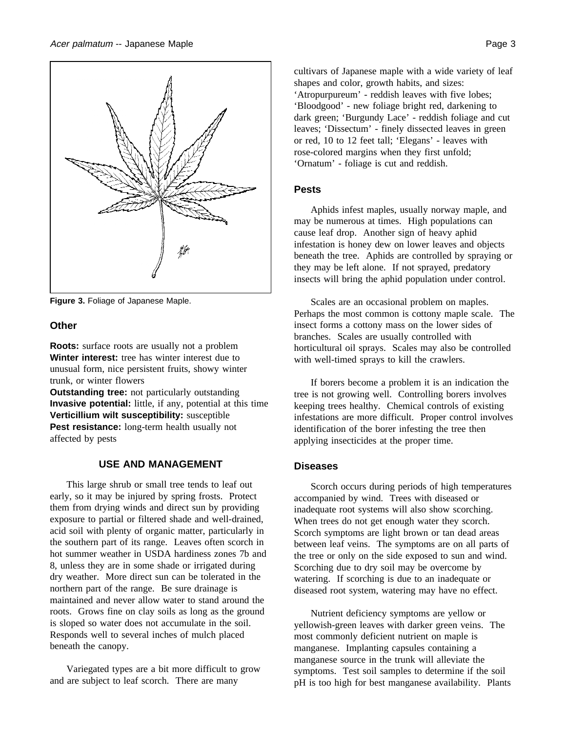Figure 3. Foliage of Japanese Maple.

## Other

**Roots:** surface roots are usually not a problem
**Winter interest:** tree has winter interest due to unusual form, nice persistent fruits, showy winter trunk, or winter flowers
**Outstanding tree:** not particularly outstanding
**Invasive potential:** little, if any, potential at this time
**Verticillium wilt susceptibility:** susceptible
**Pest resistance:** long-term health usually not affected by pests

## USE AND MANAGEMENT

This large shrub or small tree tends to leaf out early, so it may be injured by spring frosts. Protect them from drying winds and direct sun by providing exposure to partial or filtered shade and well-drained, acid soil with plenty of organic matter, particularly in the southern part of its range. Leaves often scorch in hot summer weather in USDA hardiness zones 7b and 8, unless they are in some shade or irrigated during dry weather. More direct sun can be tolerated in the northern part of the range. Be sure drainage is maintained and never allow water to stand around the roots. Grows fine on clay soils as long as the ground is sloped so water does not accumulate in the soil. Responds well to several inches of mulch placed beneath the canopy.

Variegated types are a bit more difficult to grow and are subject to leaf scorch. There are many cultivars of Japanese maple with a wide variety of leaf shapes and color, growth habits, and sizes: 'Atropurpureum' - reddish leaves with five lobes; 'Bloodgood' - new foliage bright red, darkening to dark green; 'Burgundy Lace' - reddish foliage and cut leaves; 'Dissectum' - finely dissected leaves in green or red, 10 to 12 feet tall; 'Elegans' - leaves with rose-colored margins when they first unfold; 'Ornatum' - foliage is cut and reddish.

## Pests

Aphids infest maples, usually norway maple, and may be numerous at times. High populations can cause leaf drop. Another sign of heavy aphid infestation is honey dew on lower leaves and objects beneath the tree. Aphids are controlled by spraying or they may be left alone. If not sprayed, predatory insects will bring the aphid population under control.

Scales are an occasional problem on maples. Perhaps the most common is cottony maple scale. The insect forms a cottony mass on the lower sides of branches. Scales are usually controlled with horticultural oil sprays. Scales may also be controlled with well-timed sprays to kill the crawlers.

If borers become a problem it is an indication the tree is not growing well. Controlling borers involves keeping trees healthy. Chemical controls of existing infestations are more difficult. Proper control involves identification of the borer infesting the tree then applying insecticides at the proper time.

## Diseases

Scorch occurs during periods of high temperatures accompanied by wind. Trees with diseased or inadequate root systems will also show scorching. When trees do not get enough water they scorch. Scorch symptoms are light brown or tan dead areas between leaf veins. The symptoms are on all parts of the tree or only on the side exposed to sun and wind. Scorching due to dry soil may be overcome by watering. If scorching is due to an inadequate or diseased root system, watering may have no effect.

Nutrient deficiency symptoms are yellow or yellowish-green leaves with darker green veins. The most commonly deficient nutrient on maple is manganese. Implanting capsules containing a manganese source in the trunk will alleviate the symptoms. Test soil samples to determine if the soil pH is too high for best manganese availability. Plants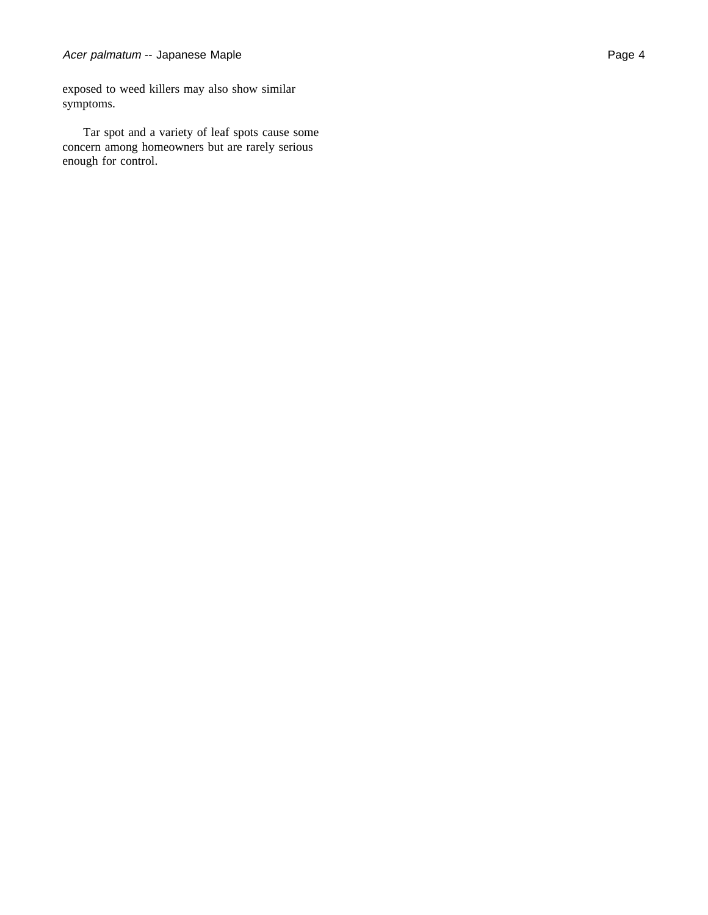exposed to weed killers may also show similar symptoms.

Tar spot and a variety of leaf spots cause some concern among homeowners but are rarely serious enough for control.